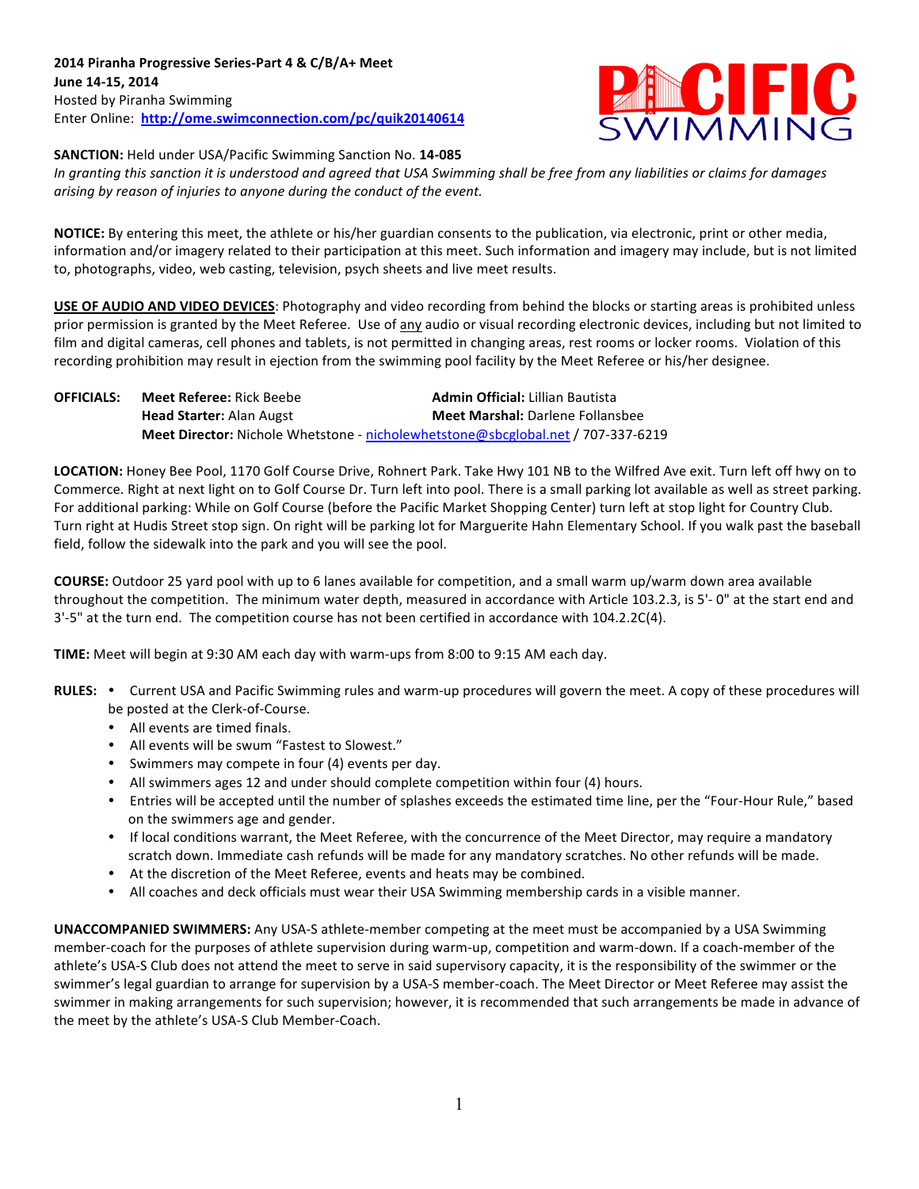**2014 Piranha Progressive Series-Part 4 & C/B/A+ Meet**
**June 14-15, 2014**
Hosted by Piranha Swimming
Enter Online: **http://ome.swimconnection.com/pc/quik20140614**

**SANCTION:** Held under USA/Pacific Swimming Sanction No. **14-085**
*In granting this sanction it is understood and agreed that USA Swimming shall be free from any liabilities or claims for damages arising by reason of injuries to anyone during the conduct of the event.*

**NOTICE:** By entering this meet, the athlete or his/her guardian consents to the publication, via electronic, print or other media, information and/or imagery related to their participation at this meet. Such information and imagery may include, but is not limited to, photographs, video, web casting, television, psych sheets and live meet results.

**USE OF AUDIO AND VIDEO DEVICES**: Photography and video recording from behind the blocks or starting areas is prohibited unless prior permission is granted by the Meet Referee. Use of any audio or visual recording electronic devices, including but not limited to film and digital cameras, cell phones and tablets, is not permitted in changing areas, rest rooms or locker rooms. Violation of this recording prohibition may result in ejection from the swimming pool facility by the Meet Referee or his/her designee.

**OFFICIALS:**
**Meet Referee:** Rick Beebe
**Admin Official:** Lillian Bautista
**Head Starter:** Alan Augst
**Meet Marshal:** Darlene Follansbee
**Meet Director:** Nichole Whetstone - nicholewhetstone@sbcglobal.net / 707-337-6219

**LOCATION:** Honey Bee Pool, 1170 Golf Course Drive, Rohnert Park. Take Hwy 101 NB to the Wilfred Ave exit. Turn left off hwy on to Commerce. Right at next light on to Golf Course Dr. Turn left into pool. There is a small parking lot available as well as street parking. For additional parking: While on Golf Course (before the Pacific Market Shopping Center) turn left at stop light for Country Club. Turn right at Hudis Street stop sign. On right will be parking lot for Marguerite Hahn Elementary School. If you walk past the baseball field, follow the sidewalk into the park and you will see the pool.

**COURSE:** Outdoor 25 yard pool with up to 6 lanes available for competition, and a small warm up/warm down area available throughout the competition. The minimum water depth, measured in accordance with Article 103.2.3, is 5'- 0" at the start end and 3'-5" at the turn end. The competition course has not been certified in accordance with 104.2.2C(4).

**TIME:** Meet will begin at 9:30 AM each day with warm-ups from 8:00 to 9:15 AM each day.

**RULES:**
- Current USA and Pacific Swimming rules and warm-up procedures will govern the meet. A copy of these procedures will be posted at the Clerk-of-Course.
- All events are timed finals.
- All events will be swum "Fastest to Slowest."
- Swimmers may compete in four (4) events per day.
- All swimmers ages 12 and under should complete competition within four (4) hours.
- Entries will be accepted until the number of splashes exceeds the estimated time line, per the "Four-Hour Rule," based on the swimmers age and gender.
- If local conditions warrant, the Meet Referee, with the concurrence of the Meet Director, may require a mandatory scratch down. Immediate cash refunds will be made for any mandatory scratches. No other refunds will be made.
- At the discretion of the Meet Referee, events and heats may be combined.
- All coaches and deck officials must wear their USA Swimming membership cards in a visible manner.

**UNACCOMPANIED SWIMMERS:** Any USA-S athlete-member competing at the meet must be accompanied by a USA Swimming member-coach for the purposes of athlete supervision during warm-up, competition and warm-down. If a coach-member of the athlete's USA-S Club does not attend the meet to serve in said supervisory capacity, it is the responsibility of the swimmer or the swimmer's legal guardian to arrange for supervision by a USA-S member-coach. The Meet Director or Meet Referee may assist the swimmer in making arrangements for such supervision; however, it is recommended that such arrangements be made in advance of the meet by the athlete's USA-S Club Member-Coach.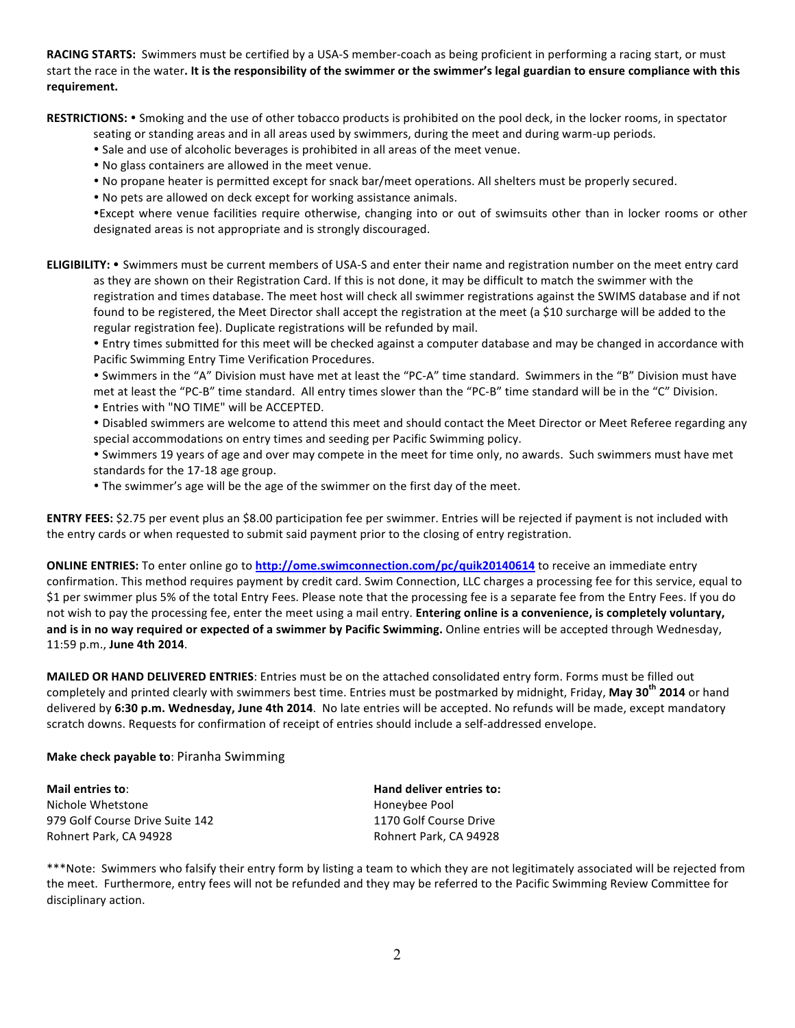**RACING STARTS:** Swimmers must be certified by a USA-S member-coach as being proficient in performing a racing start, or must start the race in the water**. It is the responsibility of the swimmer or the swimmer's legal guardian to ensure compliance with this requirement.**

**RESTRICTIONS:** • Smoking and the use of other tobacco products is prohibited on the pool deck, in the locker rooms, in spectator seating or standing areas and in all areas used by swimmers, during the meet and during warm-up periods.

- Sale and use of alcoholic beverages is prohibited in all areas of the meet venue.
- No glass containers are allowed in the meet venue.
- No propane heater is permitted except for snack bar/meet operations. All shelters must be properly secured.
- No pets are allowed on deck except for working assistance animals.
- Except where venue facilities require otherwise, changing into or out of swimsuits other than in locker rooms or other designated areas is not appropriate and is strongly discouraged.

**ELIGIBILITY:** • Swimmers must be current members of USA-S and enter their name and registration number on the meet entry card as they are shown on their Registration Card. If this is not done, it may be difficult to match the swimmer with the registration and times database. The meet host will check all swimmer registrations against the SWIMS database and if not found to be registered, the Meet Director shall accept the registration at the meet (a $10 surcharge will be added to the regular registration fee). Duplicate registrations will be refunded by mail.

- Entry times submitted for this meet will be checked against a computer database and may be changed in accordance with Pacific Swimming Entry Time Verification Procedures.
- Swimmers in the "A" Division must have met at least the "PC-A" time standard. Swimmers in the "B" Division must have met at least the "PC-B" time standard. All entry times slower than the "PC-B" time standard will be in the "C" Division.
- Entries with "NO TIME" will be ACCEPTED.
- Disabled swimmers are welcome to attend this meet and should contact the Meet Director or Meet Referee regarding any special accommodations on entry times and seeding per Pacific Swimming policy.
- Swimmers 19 years of age and over may compete in the meet for time only, no awards. Such swimmers must have met standards for the 17-18 age group.
- The swimmer's age will be the age of the swimmer on the first day of the meet.

**ENTRY FEES:** $2.75 per event plus an $8.00 participation fee per swimmer. Entries will be rejected if payment is not included with the entry cards or when requested to submit said payment prior to the closing of entry registration.

**ONLINE ENTRIES:** To enter online go to **http://ome.swimconnection.com/pc/quik20140614** to receive an immediate entry confirmation. This method requires payment by credit card. Swim Connection, LLC charges a processing fee for this service, equal to $1 per swimmer plus 5% of the total Entry Fees. Please note that the processing fee is a separate fee from the Entry Fees. If you do not wish to pay the processing fee, enter the meet using a mail entry. **Entering online is a convenience, is completely voluntary, and is in no way required or expected of a swimmer by Pacific Swimming.** Online entries will be accepted through Wednesday, 11:59 p.m., **June 4th 2014**.

**MAILED OR HAND DELIVERED ENTRIES**: Entries must be on the attached consolidated entry form. Forms must be filled out completely and printed clearly with swimmers best time. Entries must be postmarked by midnight, Friday, **May 30th 2014** or hand delivered by **6:30 p.m. Wednesday, June 4th 2014**. No late entries will be accepted. No refunds will be made, except mandatory scratch downs. Requests for confirmation of receipt of entries should include a self-addressed envelope.

**Make check payable to**: Piranha Swimming

**Mail entries to**:
Nichole Whetstone
979 Golf Course Drive Suite 142
Rohnert Park, CA 94928

**Hand deliver entries to:**
Honeybee Pool
1170 Golf Course Drive
Rohnert Park, CA 94928

***Note: Swimmers who falsify their entry form by listing a team to which they are not legitimately associated will be rejected from the meet. Furthermore, entry fees will not be refunded and they may be referred to the Pacific Swimming Review Committee for disciplinary action.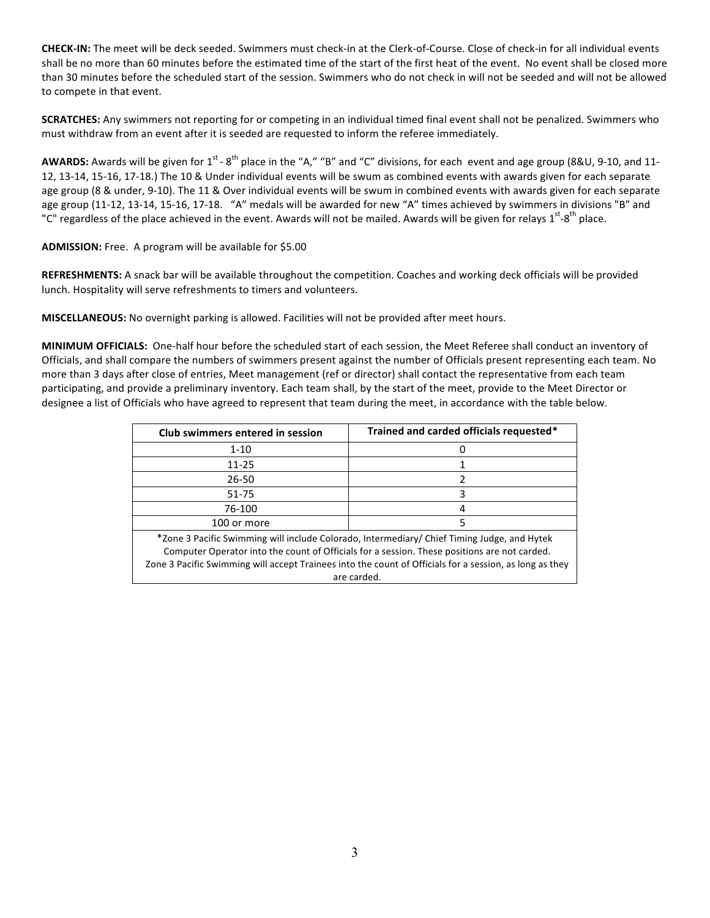**CHECK-IN:** The meet will be deck seeded. Swimmers must check-in at the Clerk-of-Course. Close of check-in for all individual events shall be no more than 60 minutes before the estimated time of the start of the first heat of the event. No event shall be closed more than 30 minutes before the scheduled start of the session. Swimmers who do not check in will not be seeded and will not be allowed to compete in that event.

**SCRATCHES:** Any swimmers not reporting for or competing in an individual timed final event shall not be penalized. Swimmers who must withdraw from an event after it is seeded are requested to inform the referee immediately.

**AWARDS:** Awards will be given for 1st - 8th place in the "A," "B" and "C" divisions, for each event and age group (8&U, 9-10, and 11-12, 13-14, 15-16, 17-18.) The 10 & Under individual events will be swum as combined events with awards given for each separate age group (8 & under, 9-10). The 11 & Over individual events will be swum in combined events with awards given for each separate age group (11-12, 13-14, 15-16, 17-18. "A" medals will be awarded for new "A" times achieved by swimmers in divisions "B" and "C" regardless of the place achieved in the event. Awards will not be mailed. Awards will be given for relays 1st-8th place.

**ADMISSION:** Free. A program will be available for $5.00

**REFRESHMENTS:** A snack bar will be available throughout the competition. Coaches and working deck officials will be provided lunch. Hospitality will serve refreshments to timers and volunteers.

**MISCELLANEOUS:** No overnight parking is allowed. Facilities will not be provided after meet hours.

**MINIMUM OFFICIALS:** One-half hour before the scheduled start of each session, the Meet Referee shall conduct an inventory of Officials, and shall compare the numbers of swimmers present against the number of Officials present representing each team. No more than 3 days after close of entries, Meet management (ref or director) shall contact the representative from each team participating, and provide a preliminary inventory. Each team shall, by the start of the meet, provide to the Meet Director or designee a list of Officials who have agreed to represent that team during the meet, in accordance with the table below.

| Club swimmers entered in session | Trained and carded officials requested* |
|---|---|
| 1-10 | 0 |
| 11-25 | 1 |
| 26-50 | 2 |
| 51-75 | 3 |
| 76-100 | 4 |
| 100 or more | 5 |

*Zone 3 Pacific Swimming will include Colorado, Intermediary/ Chief Timing Judge, and Hytek Computer Operator into the count of Officials for a session. These positions are not carded.
Zone 3 Pacific Swimming will accept Trainees into the count of Officials for a session, as long as they are carded.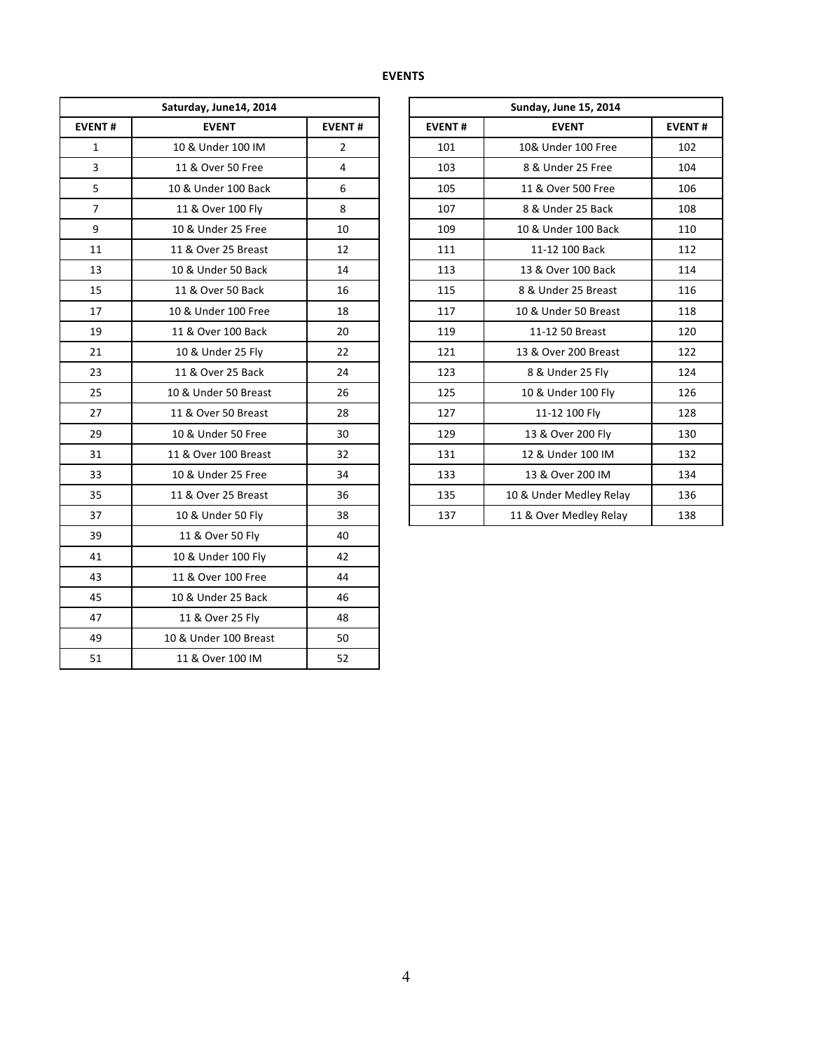**EVENTS**

| Saturday, June14, 2014 | | |
|---|---|---|
| **EVENT #** | **EVENT** | **EVENT #** |
| 1 | 10 & Under 100 IM | 2 |
| 3 | 11 & Over 50 Free | 4 |
| 5 | 10 & Under 100 Back | 6 |
| 7 | 11 & Over 100 Fly | 8 |
| 9 | 10 & Under 25 Free | 10 |
| 11 | 11 & Over 25 Breast | 12 |
| 13 | 10 & Under 50 Back | 14 |
| 15 | 11 & Over 50 Back | 16 |
| 17 | 10 & Under 100 Free | 18 |
| 19 | 11 & Over 100 Back | 20 |
| 21 | 10 & Under 25 Fly | 22 |
| 23 | 11 & Over 25 Back | 24 |
| 25 | 10 & Under 50 Breast | 26 |
| 27 | 11 & Over 50 Breast | 28 |
| 29 | 10 & Under 50 Free | 30 |
| 31 | 11 & Over 100 Breast | 32 |
| 33 | 10 & Under 25 Free | 34 |
| 35 | 11 & Over 25 Breast | 36 |
| 37 | 10 & Under 50 Fly | 38 |
| 39 | 11 & Over 50 Fly | 40 |
| 41 | 10 & Under 100 Fly | 42 |
| 43 | 11 & Over 100 Free | 44 |
| 45 | 10 & Under 25 Back | 46 |
| 47 | 11 & Over 25 Fly | 48 |
| 49 | 10 & Under 100 Breast | 50 |
| 51 | 11 & Over 100 IM | 52 |

| Sunday, June 15, 2014 | | |
|---|---|---|
| **EVENT #** | **EVENT** | **EVENT #** |
| 101 | 10& Under 100 Free | 102 |
| 103 | 8 & Under 25 Free | 104 |
| 105 | 11 & Over 500 Free | 106 |
| 107 | 8 & Under 25 Back | 108 |
| 109 | 10 & Under 100 Back | 110 |
| 111 | 11-12 100 Back | 112 |
| 113 | 13 & Over 100 Back | 114 |
| 115 | 8 & Under 25 Breast | 116 |
| 117 | 10 & Under 50 Breast | 118 |
| 119 | 11-12 50 Breast | 120 |
| 121 | 13 & Over 200 Breast | 122 |
| 123 | 8 & Under 25 Fly | 124 |
| 125 | 10 & Under 100 Fly | 126 |
| 127 | 11-12 100 Fly | 128 |
| 129 | 13 & Over 200 Fly | 130 |
| 131 | 12 & Under 100 IM | 132 |
| 133 | 13 & Over 200 IM | 134 |
| 135 | 10 & Under Medley Relay | 136 |
| 137 | 11 & Over Medley Relay | 138 |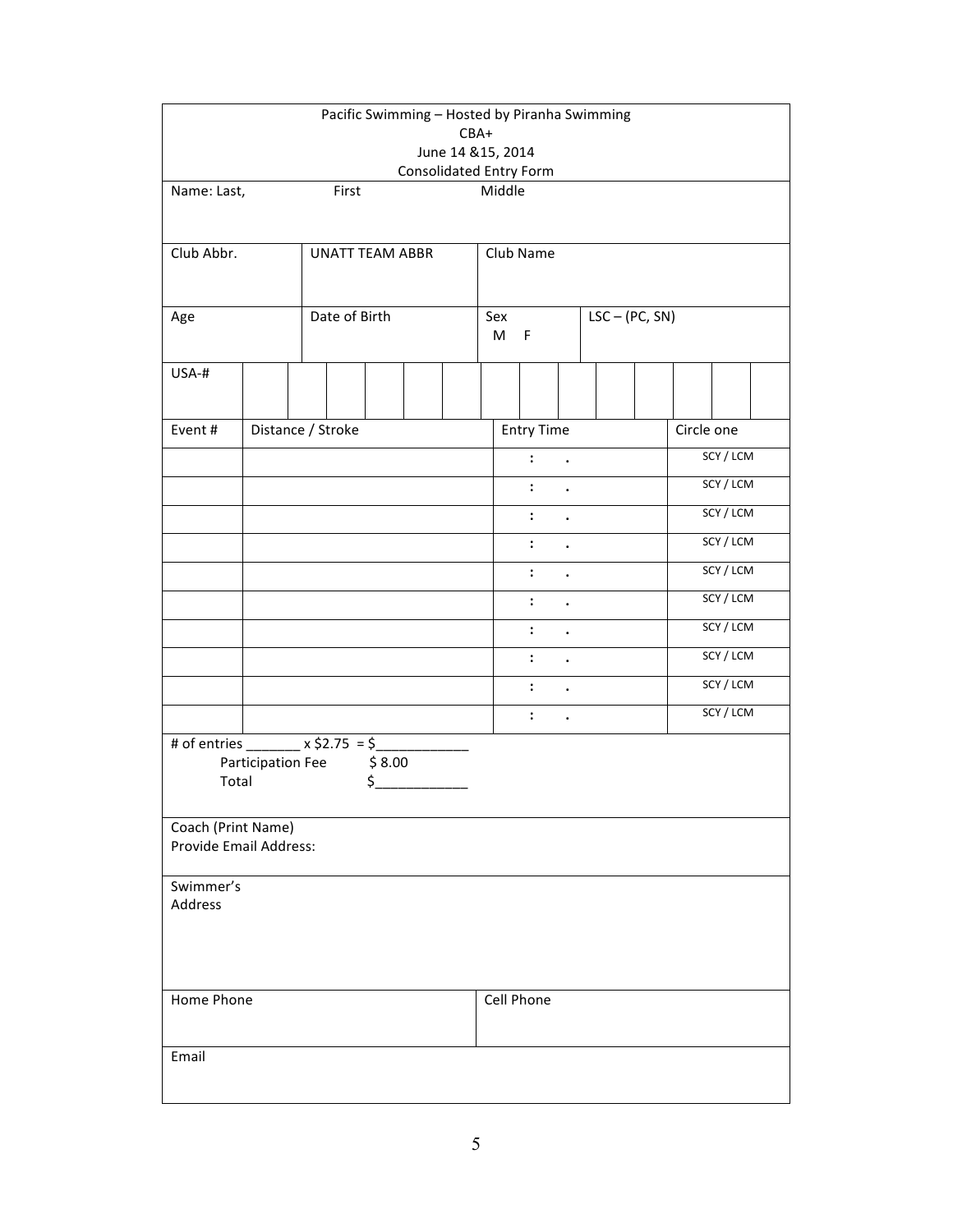Pacific Swimming – Hosted by Piranha Swimming
CBA+
June 14 &15, 2014
Consolidated Entry Form

| Name: Last, | First | Middle |
| --- | --- | --- |
| | | |

| Club Abbr. | UNATT TEAM ABBR | Club Name |
| --- | --- | --- |
| | | |

| Age | Date of Birth | Sex M F | LSC – (PC, SN) |
| --- | --- | --- | --- |
| | | | |

| USA-# | | | | | | | | | | | | | | |
| --- | --- | --- | --- | --- | --- | --- | --- | --- | --- | --- | --- | --- | --- | --- |

| Event # | Distance / Stroke | Entry Time | Circle one |
| --- | --- | --- | --- |
| | | : . | SCY / LCM |
| | | : . | SCY / LCM |
| | | : . | SCY / LCM |
| | | : . | SCY / LCM |
| | | : . | SCY / LCM |
| | | : . | SCY / LCM |
| | | : . | SCY / LCM |
| | | : . | SCY / LCM |
| | | : . | SCY / LCM |
| | | : . | SCY / LCM |

# of entries _______ x $2.75 = $___________
Participation Fee $ 8.00
Total $___________

Coach (Print Name)
Provide Email Address:

Swimmer's
Address

| Home Phone | Cell Phone |
| --- | --- |
| | |

Email